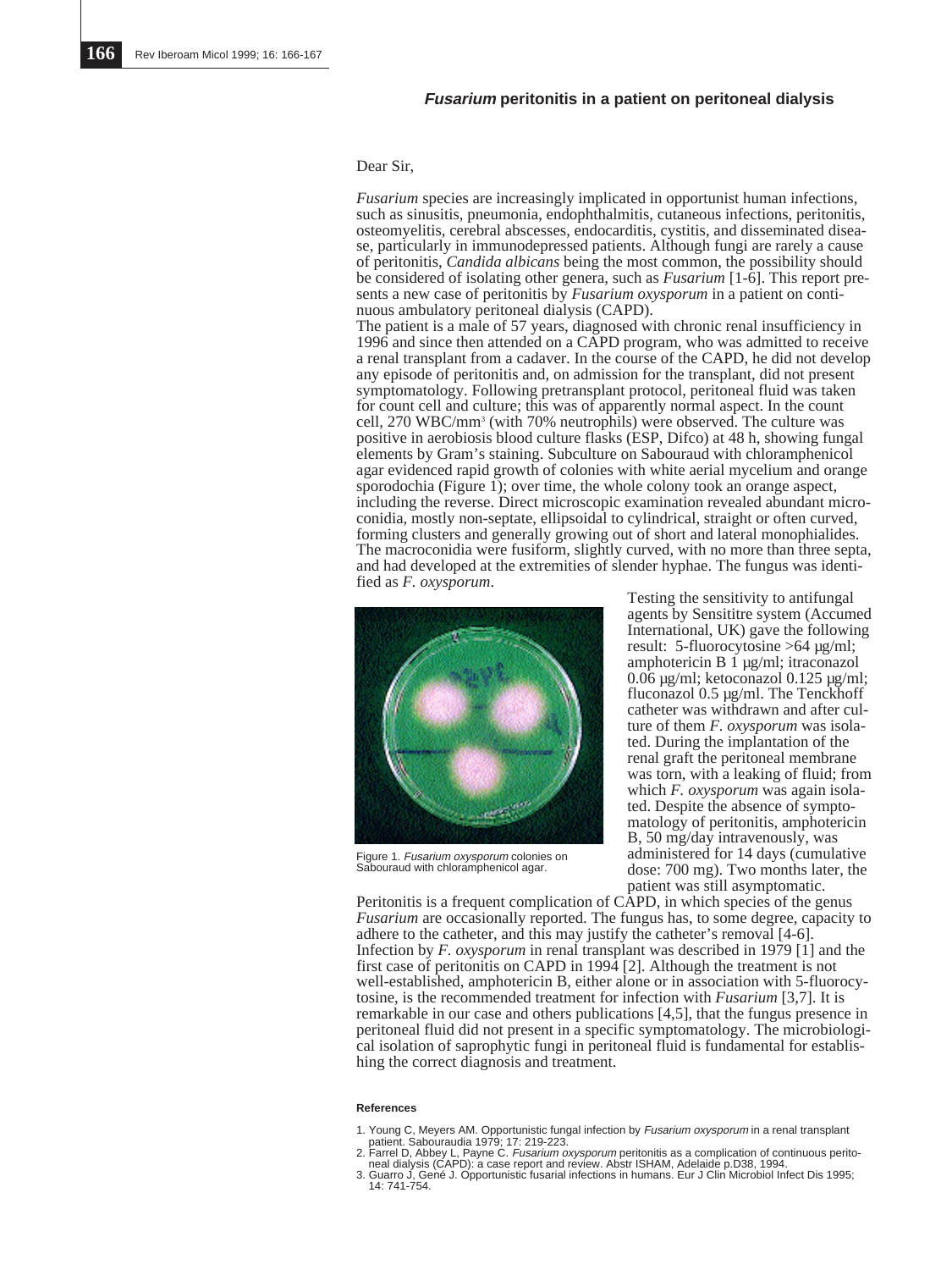## *Fusarium* peritonitis in a patient on peritoneal dialysis

Dear Sir,

*Fusarium* species are increasingly implicated in opportunist human infections, such as sinusitis, pneumonia, endophthalmitis, cutaneous infections, peritonitis, osteomyelitis, cerebral abscesses, endocarditis, cystitis, and disseminated disease, particularly in immunodepressed patients. Although fungi are rarely a cause of peritonitis, *Candida albicans* being the most common, the possibility should be considered of isolating other genera, such as *Fusarium* [1-6]. This report presents a new case of peritonitis by *Fusarium oxysporum* in a patient on continuous ambulatory peritoneal dialysis (CAPD).

The patient is a male of 57 years, diagnosed with chronic renal insufficiency in 1996 and since then attended on a CAPD program, who was admitted to receive a renal transplant from a cadaver. In the course of the CAPD, he did not develop any episode of peritonitis and, on admission for the transplant, did not present symptomatology. Following pretransplant protocol, peritoneal fluid was taken for count cell and culture; this was of apparently normal aspect. In the count cell, 270 WBC/mm$^3$ (with 70% neutrophils) were observed. The culture was positive in aerobiosis blood culture flasks (ESP, Difco) at 48 h, showing fungal elements by Gram's staining. Subculture on Sabouraud with chloramphenicol agar evidenced rapid growth of colonies with white aerial mycelium and orange sporodochia (Figure 1); over time, the whole colony took an orange aspect, including the reverse. Direct microscopic examination revealed abundant microconidia, mostly non-septate, ellipsoidal to cylindrical, straight or often curved, forming clusters and generally growing out of short and lateral monophialides. The macroconidia were fusiform, slightly curved, with no more than three septa, and had developed at the extremities of slender hyphae. The fungus was identified as *F. oxysporum*.

Figure 1. *Fusarium oxysporum* colonies on Sabouraud with chloramphenicol agar.

Testing the sensitivity to antifungal agents by Sensititre system (Accumed International, UK) gave the following result: 5-fluorocytosine >64 µg/ml; amphotericin B 1 µg/ml; itraconazol 0.06 µg/ml; ketoconazol 0.125 µg/ml; fluconazol 0.5 µg/ml. The Tenckhoff catheter was withdrawn and after culture of them *F. oxysporum* was isolated. During the implantation of the renal graft the peritoneal membrane was torn, with a leaking of fluid; from which *F. oxysporum* was again isolated. Despite the absence of symptomatology of peritonitis, amphotericin B, 50 mg/day intravenously, was administered for 14 days (cumulative dose: 700 mg). Two months later, the patient was still asymptomatic.

Peritonitis is a frequent complication of CAPD, in which species of the genus *Fusarium* are occasionally reported. The fungus has, to some degree, capacity to adhere to the catheter, and this may justify the catheter's removal [4-6]. Infection by *F. oxysporum* in renal transplant was described in 1979 [1] and the first case of peritonitis on CAPD in 1994 [2]. Although the treatment is not well-established, amphotericin B, either alone or in association with 5-fluorocytosine, is the recommended treatment for infection with *Fusarium* [3,7]. It is remarkable in our case and others publications [4,5], that the fungus presence in peritoneal fluid did not present in a specific symptomatology. The microbiological isolation of saprophytic fungi in peritoneal fluid is fundamental for establishing the correct diagnosis and treatment.

#### References

1. Young C, Meyers AM. Opportunistic fungal infection by *Fusarium oxysporum* in a renal transplant patient. Sabouraudia 1979; 17: 219-223.
2. Farrel D, Abbey L, Payne C. *Fusarium oxysporum* peritonitis as a complication of continuous peritoneal dialysis (CAPD): a case report and review. Abstr ISHAM, Adelaide p.D38, 1994.
3. Guarro J, Gené J. Opportunistic fusarial infections in humans. Eur J Clin Microbiol Infect Dis 1995; 14: 741-754.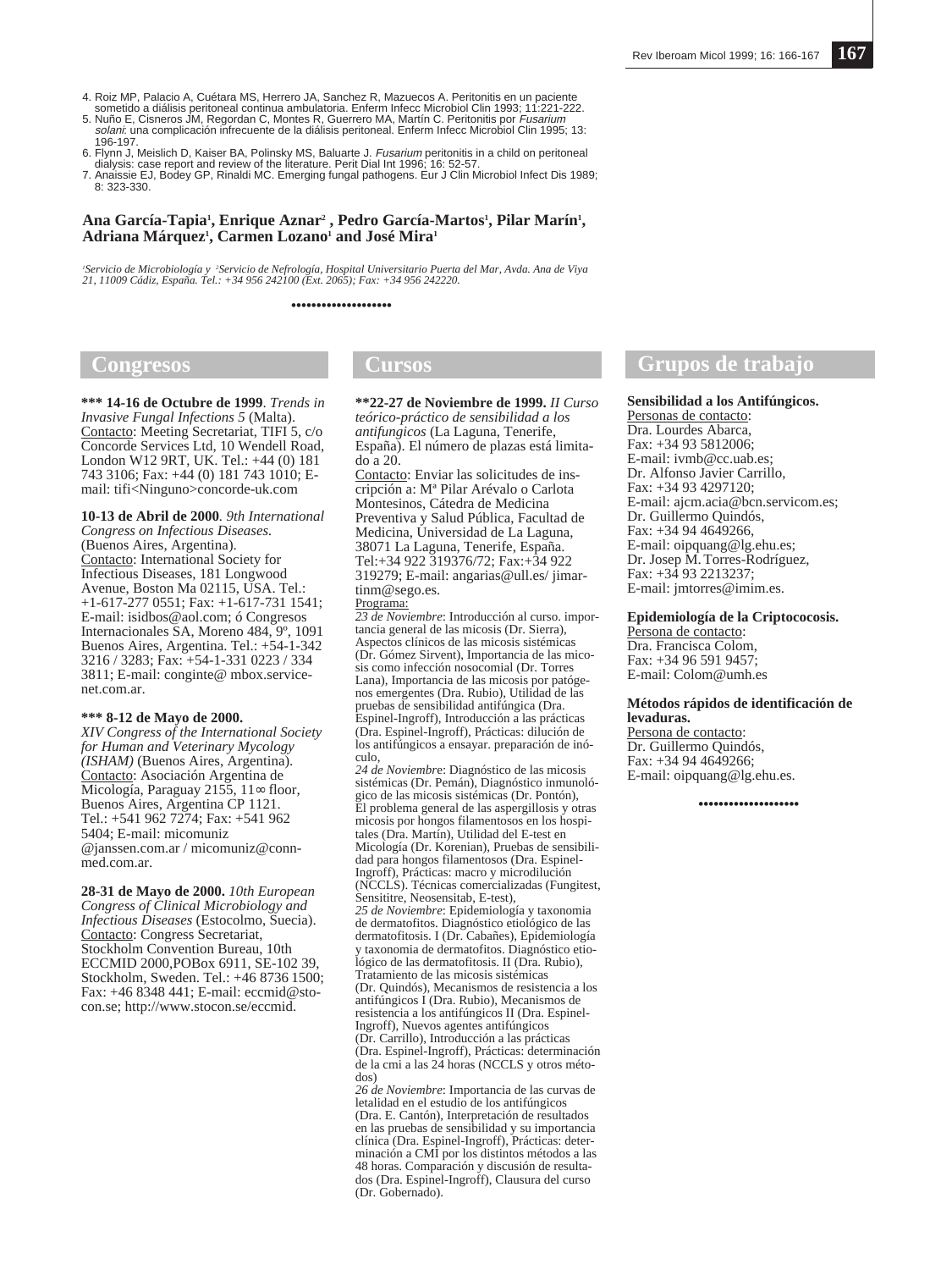4. Roiz MP, Palacio A, Cuétara MS, Herrero JA, Sanchez R, Mazuecos A. Peritonitis en un paciente sometido a diálisis peritoneal continua ambulatoria. Enferm Infecc Microbiol Clin 1993; 11:221-222.
5. Nuño E, Cisneros JM, Regordan C, Montes R, Guerrero MA, Martín C. Peritonitis por *Fusarium solani*: una complicación infrecuente de la diálisis peritoneal. Enferm Infecc Microbiol Clin 1995; 13: 196-197.
6. Flynn J, Meislich D, Kaiser BA, Polinsky MS, Baluarte J. *Fusarium* peritonitis in a child on peritoneal dialysis: case report and review of the literature. Perit Dial Int 1996; 16: 52-57.
7. Anaissie EJ, Bodey GP, Rinaldi MC. Emerging fungal pathogens. Eur J Clin Microbiol Infect Dis 1989; 8: 323-330.

**Ana García-Tapia[1], Enrique Aznar[2] , Pedro García-Martos[1], Pilar Marín[1], Adriana Márquez[1], Carmen Lozano[1] and José Mira[1]**

*[1]Servicio de Microbiología y [2]Servicio de Nefrología, Hospital Universitario Puerta del Mar, Avda. Ana de Viya 21, 11009 Cádiz, España. Tel.: +34 956 242100 (Ext. 2065); Fax: +34 956 242220.*

•••••••••••••••••••

## Congresos

**\*\*\* 14-16 de Octubre de 1999**. *Trends in Invasive Fungal Infections 5* (Malta). Contacto: Meeting Secretariat, TIFI 5, c/o Concorde Services Ltd, 10 Wendell Road, London W12 9RT, UK. Tel.: +44 (0) 181 743 3106; Fax: +44 (0) 181 743 1010; E-mail: tifi<Ninguno>concorde-uk.com

**10-13 de Abril de 2000**. *9th International Congress on Infectious Diseases.* (Buenos Aires, Argentina). Contacto: International Society for Infectious Diseases, 181 Longwood Avenue, Boston Ma 02115, USA. Tel.: +1-617-277 0551; Fax: +1-617-731 1541; E-mail: isidbos@aol.com; ó Congresos Internacionales SA, Moreno 484, 9º, 1091 Buenos Aires, Argentina. Tel.: +54-1-342 3216 / 3283; Fax: +54-1-331 0223 / 334 3811; E-mail: conginte@ mbox.servicenet.com.ar.

**\*\*\* 8-12 de Mayo de 2000.** *XIV Congress of the International Society for Human and Veterinary Mycology (ISHAM)* (Buenos Aires, Argentina). Contacto: Asociación Argentina de Micología, Paraguay 2155, 11∞ floor, Buenos Aires, Argentina CP 1121. Tel.: +541 962 7274; Fax: +541 962 5404; E-mail: micomuniz @janssen.com.ar / micomuniz@connmed.com.ar.

**28-31 de Mayo de 2000.** *10th European Congress of Clinical Microbiology and Infectious Diseases* (Estocolmo, Suecia). Contacto: Congress Secretariat, Stockholm Convention Bureau, 10th ECCMID 2000,POBox 6911, SE-102 39, Stockholm, Sweden. Tel.: +46 8736 1500; Fax: +46 8348 441; E-mail: eccmid@stocon.se; http://www.stocon.se/eccmid.

## Cursos

**\*\*22-27 de Noviembre de 1999.** *II Curso teórico-práctico de sensibilidad a los antifungicos* (La Laguna, Tenerife, España). El número de plazas está limitado a 20.

Contacto: Enviar las solicitudes de inscripción a: Mª Pilar Arévalo o Carlota Montesinos, Cátedra de Medicina Preventiva y Salud Pública, Facultad de Medicina, Universidad de La Laguna, 38071 La Laguna, Tenerife, España. Tel:+34 922 319376/72; Fax:+34 922 319279; E-mail: angarias@ull.es/ jimartinm@sego.es.

Programa:

*23 de Noviembre*: Introducción al curso. importancia general de las micosis (Dr. Sierra), Aspectos clínicos de las micosis sistémicas (Dr. Gómez Sirvent), Importancia de las micosis como infección nosocomial (Dr. Torres Lana), Importancia de las micosis por patógenos emergentes (Dra. Rubio), Utilidad de las pruebas de sensibilidad antifúngica (Dra. Espinel-Ingroff), Introducción a las prácticas (Dra. Espinel-Ingroff), Prácticas: dilución de los antifúngicos a ensayar. preparación de inóculo,

*24 de Noviembre*: Diagnóstico de las micosis sistémicas (Dr. Pemán), Diagnóstico inmunológico de las micosis sistémicas (Dr. Pontón), El problema general de las aspergillosis y otras micosis por hongos filamentosos en los hospitales (Dra. Martín), Utilidad del E-test en Micología (Dr. Korenian), Pruebas de sensibilidad para hongos filamentosos (Dra. Espinel-Ingroff), Prácticas: macro y microdilución (NCCLS). Técnicas comercializadas (Fungitest, Sensititre, Neosensitab, E-test),

*25 de Noviembre*: Epidemiología y taxonomia de dermatofitos. Diagnóstico etiológico de las dermatofitosis. I (Dr. Cabañes), Epidemiología y taxonomia de dermatofitos. Diagnóstico etiológico de las dermatofitosis. II (Dra. Rubio), Tratamiento de las micosis sistémicas (Dr. Quindós), Mecanismos de resistencia a los antifúngicos I (Dra. Rubio), Mecanismos de resistencia a los antifúngicos II (Dra. Espinel-Ingroff), Nuevos agentes antifúngicos (Dr. Carrillo), Introducción a las prácticas (Dra. Espinel-Ingroff), Prácticas: determinación de la cmi a las 24 horas (NCCLS y otros métodos)

*26 de Noviembre*: Importancia de las curvas de letalidad en el estudio de los antifúngicos (Dra. E. Cantón), Interpretación de resultados en las pruebas de sensibilidad y su importancia clínica (Dra. Espinel-Ingroff), Prácticas: determinación a CMI por los distintos métodos a las 48 horas. Comparación y discusión de resultados (Dra. Espinel-Ingroff), Clausura del curso (Dr. Gobernado).

## Grupos de trabajo

**Sensibilidad a los Antifúngicos.**
Personas de contacto:
Dra. Lourdes Abarca,
Fax: +34 93 5812006;
E-mail: ivmb@cc.uab.es;
Dr. Alfonso Javier Carrillo,
Fax: +34 93 4297120;
E-mail: ajcm.acia@bcn.servicom.es;
Dr. Guillermo Quindós,
Fax: +34 94 4649266,
E-mail: oipquang@lg.ehu.es;
Dr. Josep M. Torres-Rodríguez,
Fax: +34 93 2213237;
E-mail: jmtorres@imim.es.

**Epidemiología de la Criptococosis.**
Persona de contacto:
Dra. Francisca Colom,
Fax: +34 96 591 9457;
E-mail: Colom@umh.es

**Métodos rápidos de identificación de levaduras.**
Persona de contacto:
Dr. Guillermo Quindós,
Fax: +34 94 4649266;
E-mail: oipquang@lg.ehu.es.

•••••••••••••••••••